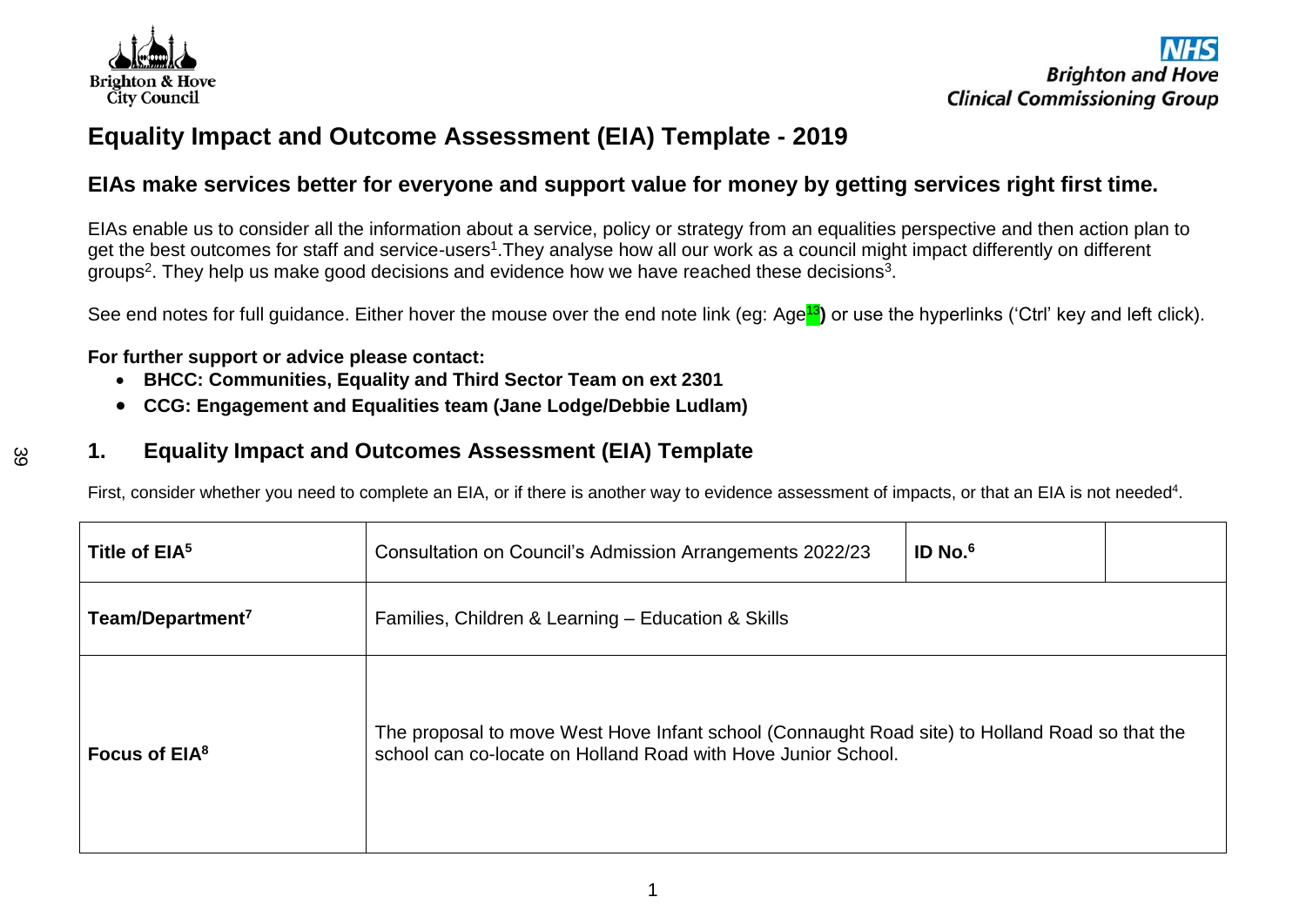# Equality Impact and Outcome Assessment (EIA) Template - 2019

## EIAs make services better for everyone and support value for money by getting services right first time.

EIAs enable us to consider all the information about a service, policy or strategy from an equalities perspective and then action plan to get the best outcomes for staff and service-users[1].They analyse how all our work as a council might impact differently on different groups[2]. They help us make good decisions and evidence how we have reached these decisions[3].

See end notes for full guidance. Either hover the mouse over the end note link (eg: Age[13]) or use the hyperlinks ('Ctrl' key and left click).

**For further support or advice please contact:**

- **BHCC: Communities, Equality and Third Sector Team on ext 2301**
- **CCG: Engagement and Equalities team (Jane Lodge/Debbie Ludlam)**

## 1. Equality Impact and Outcomes Assessment (EIA) Template

First, consider whether you need to complete an EIA, or if there is another way to evidence assessment of impacts, or that an EIA is not needed[4].

| **Title of EIA[5]** | Consultation on Council's Admission Arrangements 2022/23 | **ID No.[6]** | |
|---|---|---|---|
| **Team/Department[7]** | Families, Children & Learning – Education & Skills | | |
| **Focus of EIA[8]** | The proposal to move West Hove Infant school (Connaught Road site) to Holland Road so that the school can co-locate on Holland Road with Hove Junior School. | | |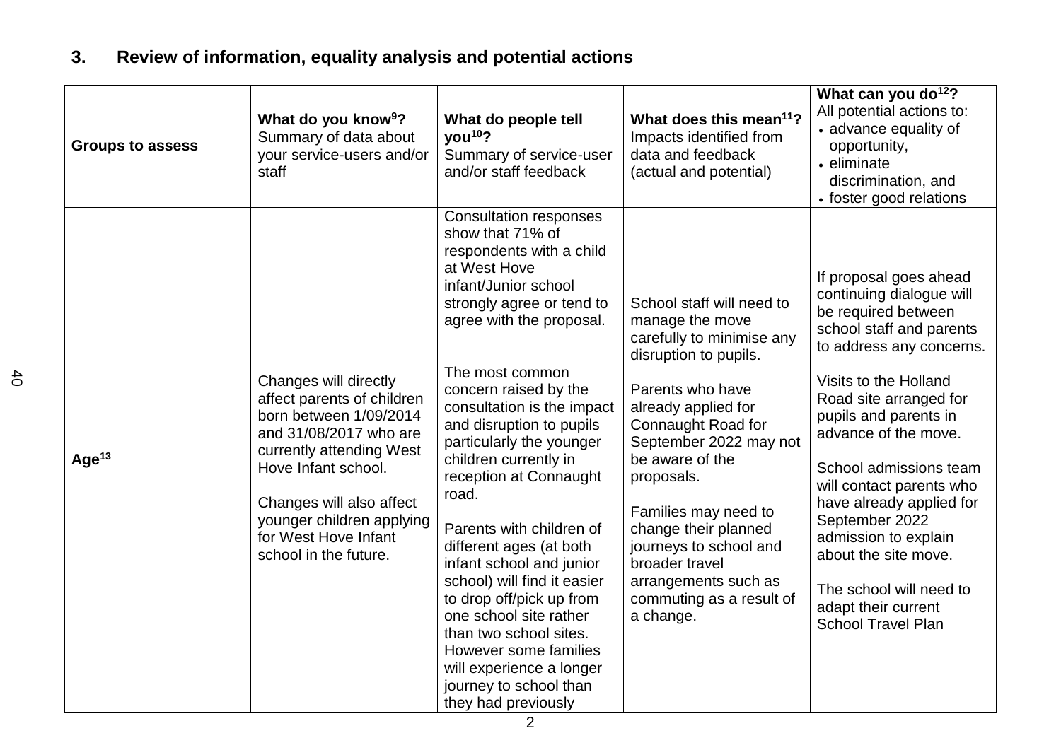## 3. Review of information, equality analysis and potential actions

| Groups to assess | **What do you know[9]?** Summary of data about your service-users and/or staff | **What do people tell you[10]?** Summary of service-user and/or staff feedback | **What does this mean[11]?** Impacts identified from data and feedback (actual and potential) | **What can you do[12]?** All potential actions to: • advance equality of opportunity, • eliminate discrimination, and • foster good relations |
|---|---|---|---|---|
| **Age[13]** | Changes will directly affect parents of children born between 1/09/2014 and 31/08/2017 who are currently attending West Hove Infant school.<br><br>Changes will also affect younger children applying for West Hove Infant school in the future. | Consultation responses show that 71% of respondents with a child at West Hove infant/Junior school strongly agree or tend to agree with the proposal.<br><br>The most common concern raised by the consultation is the impact and disruption to pupils particularly the younger children currently in reception at Connaught road.<br><br>Parents with children of different ages (at both infant school and junior school) will find it easier to drop off/pick up from one school site rather than two school sites. However some families will experience a longer journey to school than they had previously | School staff will need to manage the move carefully to minimise any disruption to pupils.<br><br>Parents who have already applied for Connaught Road for September 2022 may not be aware of the proposals.<br><br>Families may need to change their planned journeys to school and broader travel arrangements such as commuting as a result of a change. | If proposal goes ahead continuing dialogue will be required between school staff and parents to address any concerns.<br><br>Visits to the Holland Road site arranged for pupils and parents in advance of the move.<br><br>School admissions team will contact parents who have already applied for September 2022 admission to explain about the site move.<br><br>The school will need to adapt their current School Travel Plan |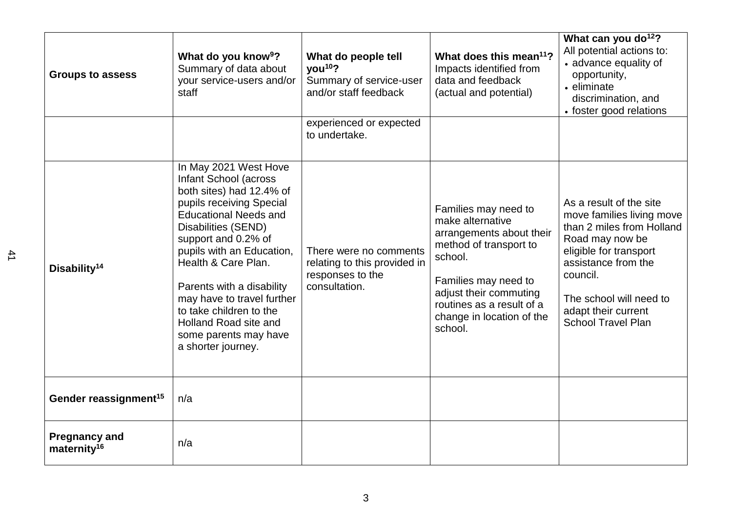| Groups to assess | What do you know[9]? Summary of data about your service-users and/or staff | What do people tell you[10]? Summary of service-user and/or staff feedback | What does this mean[11]? Impacts identified from data and feedback (actual and potential) | What can you do[12]? All potential actions to: • advance equality of opportunity, • eliminate discrimination, and • foster good relations |
|---|---|---|---|---|
| | | experienced or expected to undertake. | | |
| **Disability[14]** | In May 2021 West Hove Infant School (across both sites) had 12.4% of pupils receiving Special Educational Needs and Disabilities (SEND) support and 0.2% of pupils with an Education, Health & Care Plan. Parents with a disability may have to travel further to take children to the Holland Road site and some parents may have a shorter journey. | There were no comments relating to this provided in responses to the consultation. | Families may need to make alternative arrangements about their method of transport to school. Families may need to adjust their commuting routines as a result of a change in location of the school. | As a result of the site move families living move than 2 miles from Holland Road may now be eligible for transport assistance from the council. The school will need to adapt their current School Travel Plan |
| **Gender reassignment[15]** | n/a | | | |
| **Pregnancy and maternity[16]** | n/a | | | |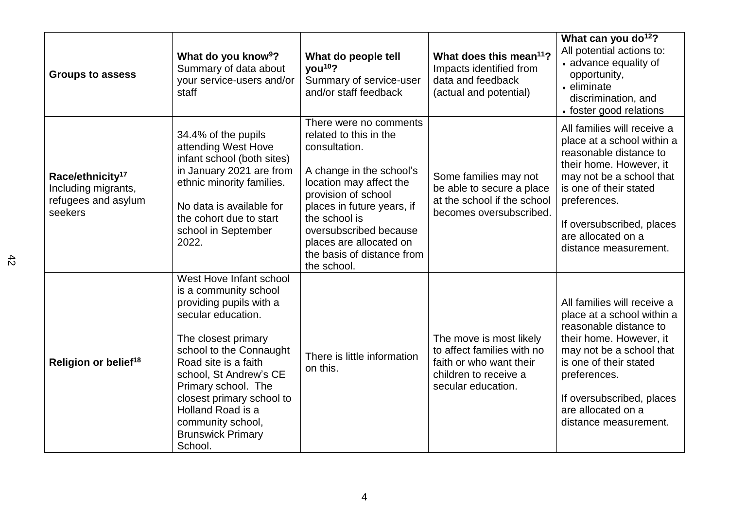| Groups to assess | What do you know[9]? Summary of data about your service-users and/or staff | What do people tell you[10]? Summary of service-user and/or staff feedback | What does this mean[11]? Impacts identified from data and feedback (actual and potential) | What can you do[12]? All potential actions to: • advance equality of opportunity, • eliminate discrimination, and • foster good relations |
|---|---|---|---|---|
| **Race/ethnicity[17]** Including migrants, refugees and asylum seekers | 34.4% of the pupils attending West Hove infant school (both sites) in January 2021 are from ethnic minority families. No data is available for the cohort due to start school in September 2022. | There were no comments related to this in the consultation. A change in the school's location may affect the provision of school places in future years, if the school is oversubscribed because places are allocated on the basis of distance from the school. | Some families may not be able to secure a place at the school if the school becomes oversubscribed. | All families will receive a place at a school within a reasonable distance to their home. However, it may not be a school that is one of their stated preferences. If oversubscribed, places are allocated on a distance measurement. |
| **Religion or belief[18]** | West Hove Infant school is a community school providing pupils with a secular education. The closest primary school to the Connaught Road site is a faith school, St Andrew's CE Primary school. The closest primary school to Holland Road is a community school, Brunswick Primary School. | There is little information on this. | The move is most likely to affect families with no faith or who want their children to receive a secular education. | All families will receive a place at a school within a reasonable distance to their home. However, it may not be a school that is one of their stated preferences. If oversubscribed, places are allocated on a distance measurement. |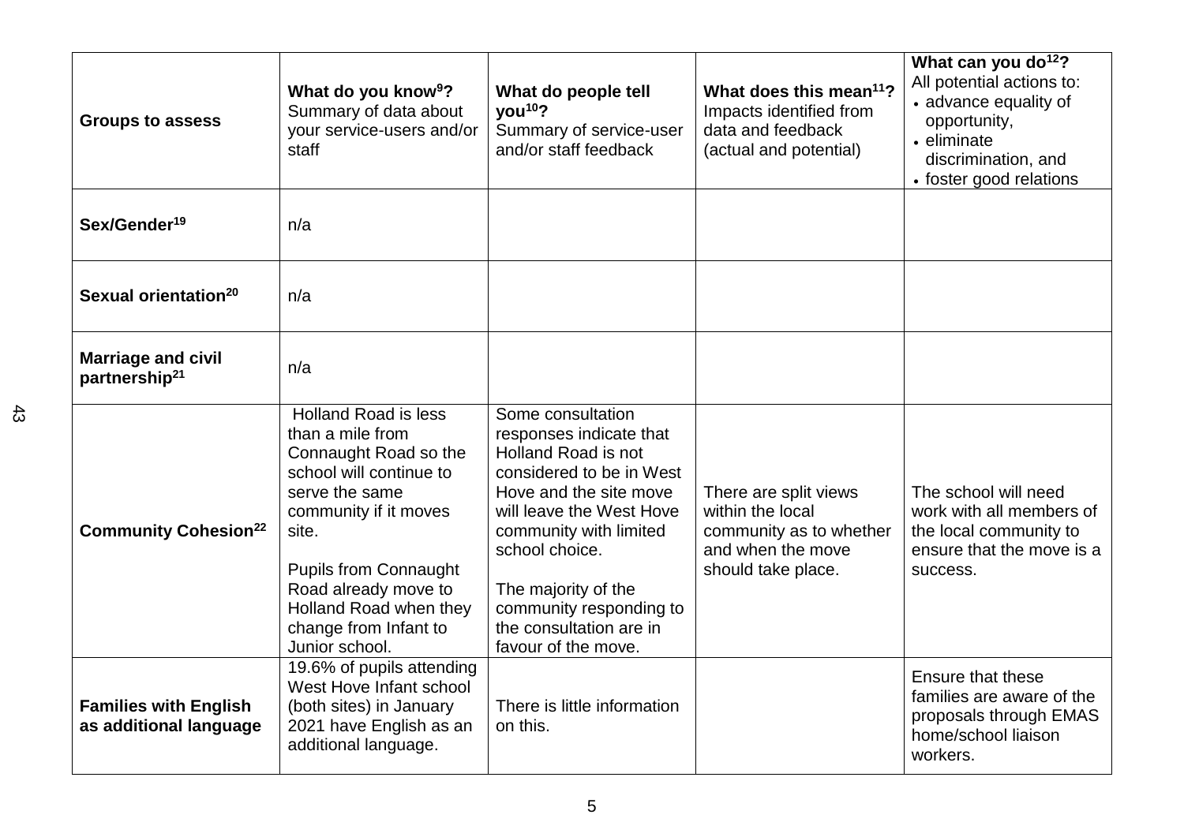| Groups to assess | **What do you know[9]?** Summary of data about your service-users and/or staff | **What do people tell you[10]?** Summary of service-user and/or staff feedback | **What does this mean[11]?** Impacts identified from data and feedback (actual and potential) | **What can you do[12]?** All potential actions to: • advance equality of opportunity, • eliminate discrimination, and • foster good relations |
|---|---|---|---|---|
| **Sex/Gender[19]** | n/a | | | |
| **Sexual orientation[20]** | n/a | | | |
| **Marriage and civil partnership[21]** | n/a | | | |
| **Community Cohesion[22]** | Holland Road is less than a mile from Connaught Road so the school will continue to serve the same community if it moves site.<br><br>Pupils from Connaught Road already move to Holland Road when they change from Infant to Junior school. | Some consultation responses indicate that Holland Road is not considered to be in West Hove and the site move will leave the West Hove community with limited school choice.<br><br>The majority of the community responding to the consultation are in favour of the move. | There are split views within the local community as to whether and when the move should take place. | The school will need work with all members of the local community to ensure that the move is a success. |
| **Families with English as additional language** | 19.6% of pupils attending West Hove Infant school (both sites) in January 2021 have English as an additional language. | There is little information on this. | | Ensure that these families are aware of the proposals through EMAS home/school liaison workers. |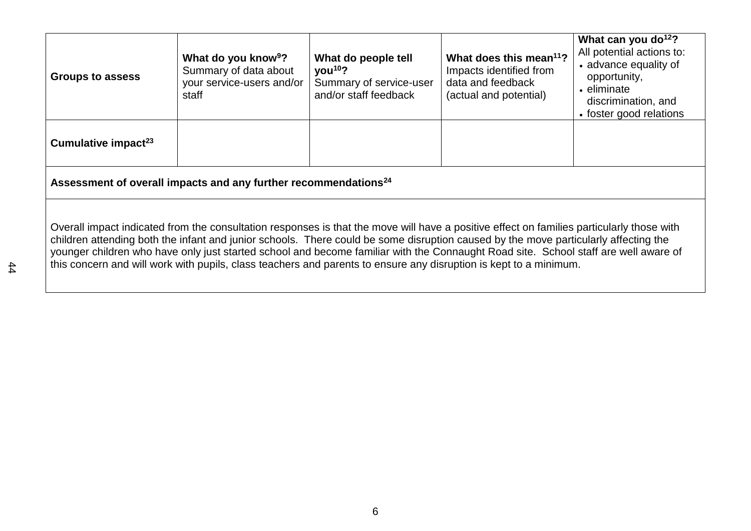| Groups to assess | **What do you know[9]?** Summary of data about your service-users and/or staff | **What do people tell you[10]?** Summary of service-user and/or staff feedback | **What does this mean[11]?** Impacts identified from data and feedback (actual and potential) | **What can you do[12]?** All potential actions to: • advance equality of opportunity, • eliminate discrimination, and • foster good relations |
|---|---|---|---|---|
| **Cumulative impact[23]** | | | | |

**Assessment of overall impacts and any further recommendations[24]**

Overall impact indicated from the consultation responses is that the move will have a positive effect on families particularly those with children attending both the infant and junior schools. There could be some disruption caused by the move particularly affecting the younger children who have only just started school and become familiar with the Connaught Road site. School staff are well aware of this concern and will work with pupils, class teachers and parents to ensure any disruption is kept to a minimum.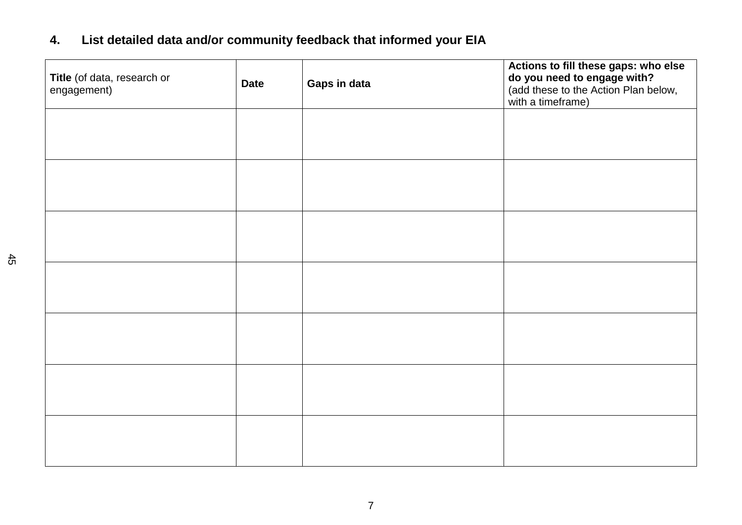## 4. List detailed data and/or community feedback that informed your EIA

| **Title** (of data, research or engagement) | **Date** | **Gaps in data** | **Actions to fill these gaps: who else do you need to engage with?** (add these to the Action Plan below, with a timeframe) |
|---|---|---|---|
| | | | |
| | | | |
| | | | |
| | | | |
| | | | |
| | | | |
| | | | |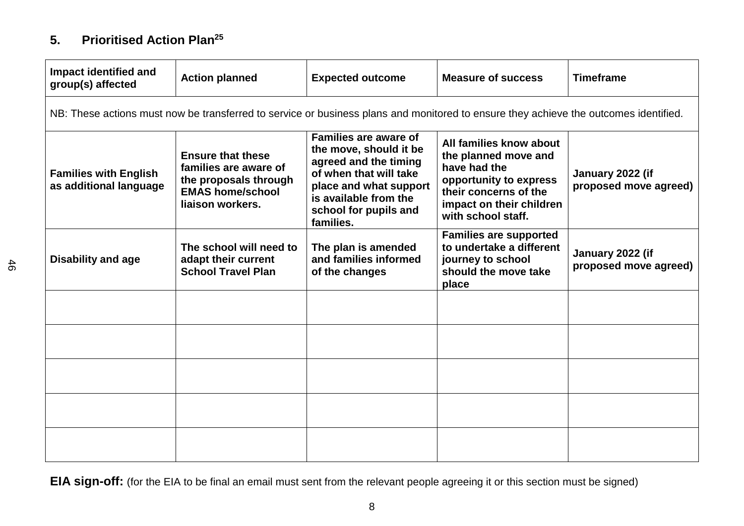## 5. Prioritised Action Plan[25]

| Impact identified and group(s) affected | Action planned | Expected outcome | Measure of success | Timeframe |
|---|---|---|---|---|
| NB: These actions must now be transferred to service or business plans and monitored to ensure they achieve the outcomes identified. | | | | |
| **Families with English as additional language** | **Ensure that these families are aware of the proposals through EMAS home/school liaison workers.** | **Families are aware of the move, should it be agreed and the timing of when that will take place and what support is available from the school for pupils and families.** | **All families know about the planned move and have had the opportunity to express their concerns of the impact on their children with school staff.** | **January 2022 (if proposed move agreed)** |
| **Disability and age** | **The school will need to adapt their current School Travel Plan** | **The plan is amended and families informed of the changes** | **Families are supported to undertake a different journey to school should the move take place** | **January 2022 (if proposed move agreed)** |
| | | | | |
| | | | | |
| | | | | |
| | | | | |
| | | | | |

**EIA sign-off:** (for the EIA to be final an email must sent from the relevant people agreeing it or this section must be signed)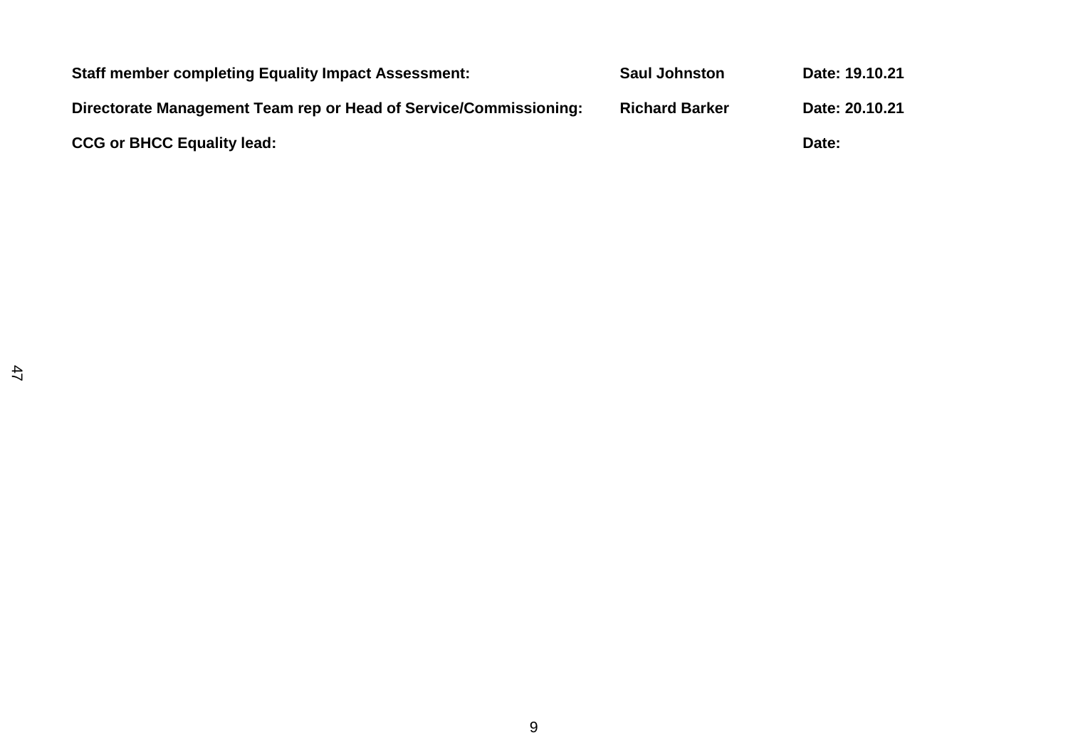| | | |
|---|---|---|
| **Staff member completing Equality Impact Assessment:** | **Saul Johnston** | **Date: 19.10.21** |
| **Directorate Management Team rep or Head of Service/Commissioning:** | **Richard Barker** | **Date: 20.10.21** |
| **CCG or BHCC Equality lead:** | | **Date:** |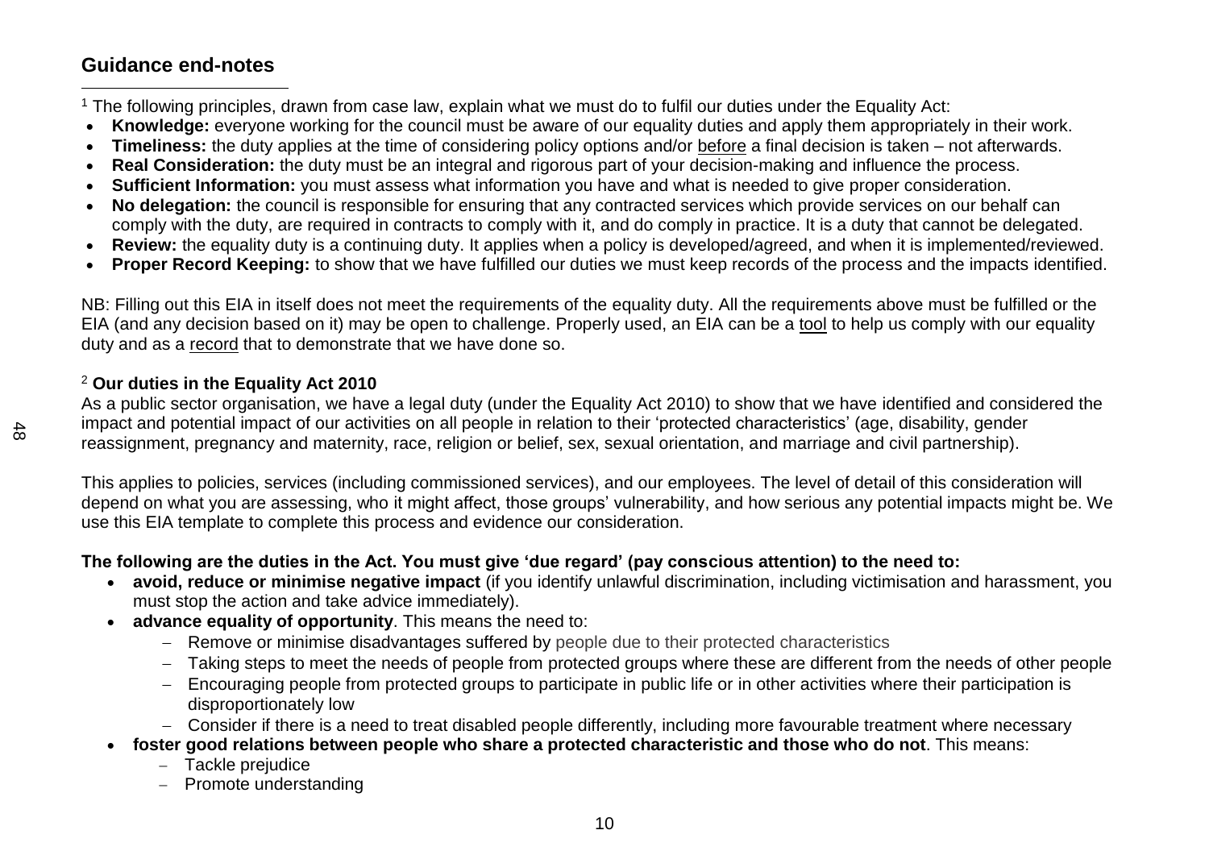## Guidance end-notes

[1] The following principles, drawn from case law, explain what we must do to fulfil our duties under the Equality Act:

- **Knowledge:** everyone working for the council must be aware of our equality duties and apply them appropriately in their work.
- **Timeliness:** the duty applies at the time of considering policy options and/or before a final decision is taken – not afterwards.
- **Real Consideration:** the duty must be an integral and rigorous part of your decision-making and influence the process.
- **Sufficient Information:** you must assess what information you have and what is needed to give proper consideration.
- **No delegation:** the council is responsible for ensuring that any contracted services which provide services on our behalf can comply with the duty, are required in contracts to comply with it, and do comply in practice. It is a duty that cannot be delegated.
- **Review:** the equality duty is a continuing duty. It applies when a policy is developed/agreed, and when it is implemented/reviewed.
- **Proper Record Keeping:** to show that we have fulfilled our duties we must keep records of the process and the impacts identified.

NB: Filling out this EIA in itself does not meet the requirements of the equality duty. All the requirements above must be fulfilled or the EIA (and any decision based on it) may be open to challenge. Properly used, an EIA can be a tool to help us comply with our equality duty and as a record that to demonstrate that we have done so.

[2] **Our duties in the Equality Act 2010**

As a public sector organisation, we have a legal duty (under the Equality Act 2010) to show that we have identified and considered the impact and potential impact of our activities on all people in relation to their 'protected characteristics' (age, disability, gender reassignment, pregnancy and maternity, race, religion or belief, sex, sexual orientation, and marriage and civil partnership).

This applies to policies, services (including commissioned services), and our employees. The level of detail of this consideration will depend on what you are assessing, who it might affect, those groups' vulnerability, and how serious any potential impacts might be. We use this EIA template to complete this process and evidence our consideration.

**The following are the duties in the Act. You must give 'due regard' (pay conscious attention) to the need to:**

- **avoid, reduce or minimise negative impact** (if you identify unlawful discrimination, including victimisation and harassment, you must stop the action and take advice immediately).
- **advance equality of opportunity**. This means the need to:
  - Remove or minimise disadvantages suffered by people due to their protected characteristics
  - Taking steps to meet the needs of people from protected groups where these are different from the needs of other people
  - Encouraging people from protected groups to participate in public life or in other activities where their participation is disproportionately low
  - Consider if there is a need to treat disabled people differently, including more favourable treatment where necessary
- **foster good relations between people who share a protected characteristic and those who do not**. This means:
  - Tackle prejudice
  - Promote understanding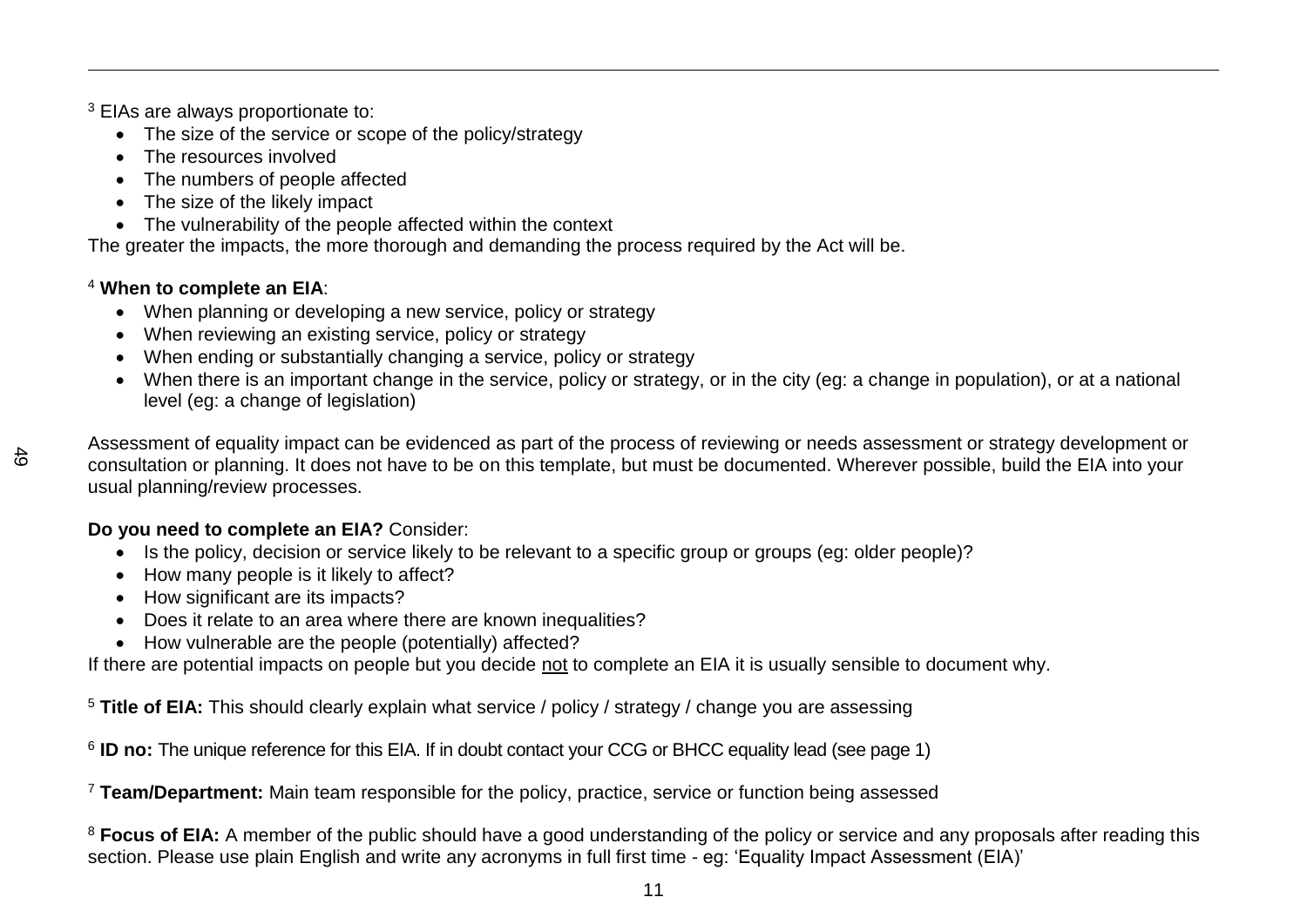[3] EIAs are always proportionate to:

- The size of the service or scope of the policy/strategy
- The resources involved
- The numbers of people affected
- The size of the likely impact
- The vulnerability of the people affected within the context

The greater the impacts, the more thorough and demanding the process required by the Act will be.

[4] **When to complete an EIA**:

- When planning or developing a new service, policy or strategy
- When reviewing an existing service, policy or strategy
- When ending or substantially changing a service, policy or strategy
- When there is an important change in the service, policy or strategy, or in the city (eg: a change in population), or at a national level (eg: a change of legislation)

Assessment of equality impact can be evidenced as part of the process of reviewing or needs assessment or strategy development or consultation or planning. It does not have to be on this template, but must be documented. Wherever possible, build the EIA into your usual planning/review processes.

**Do you need to complete an EIA?** Consider:

- Is the policy, decision or service likely to be relevant to a specific group or groups (eg: older people)?
- How many people is it likely to affect?
- How significant are its impacts?
- Does it relate to an area where there are known inequalities?
- How vulnerable are the people (potentially) affected?

If there are potential impacts on people but you decide <u>not</u> to complete an EIA it is usually sensible to document why.

[5] **Title of EIA:** This should clearly explain what service / policy / strategy / change you are assessing

[6] **ID no:** The unique reference for this EIA. If in doubt contact your CCG or BHCC equality lead (see page 1)

[7] **Team/Department:** Main team responsible for the policy, practice, service or function being assessed

[8] **Focus of EIA:** A member of the public should have a good understanding of the policy or service and any proposals after reading this section. Please use plain English and write any acronyms in full first time - eg: 'Equality Impact Assessment (EIA)'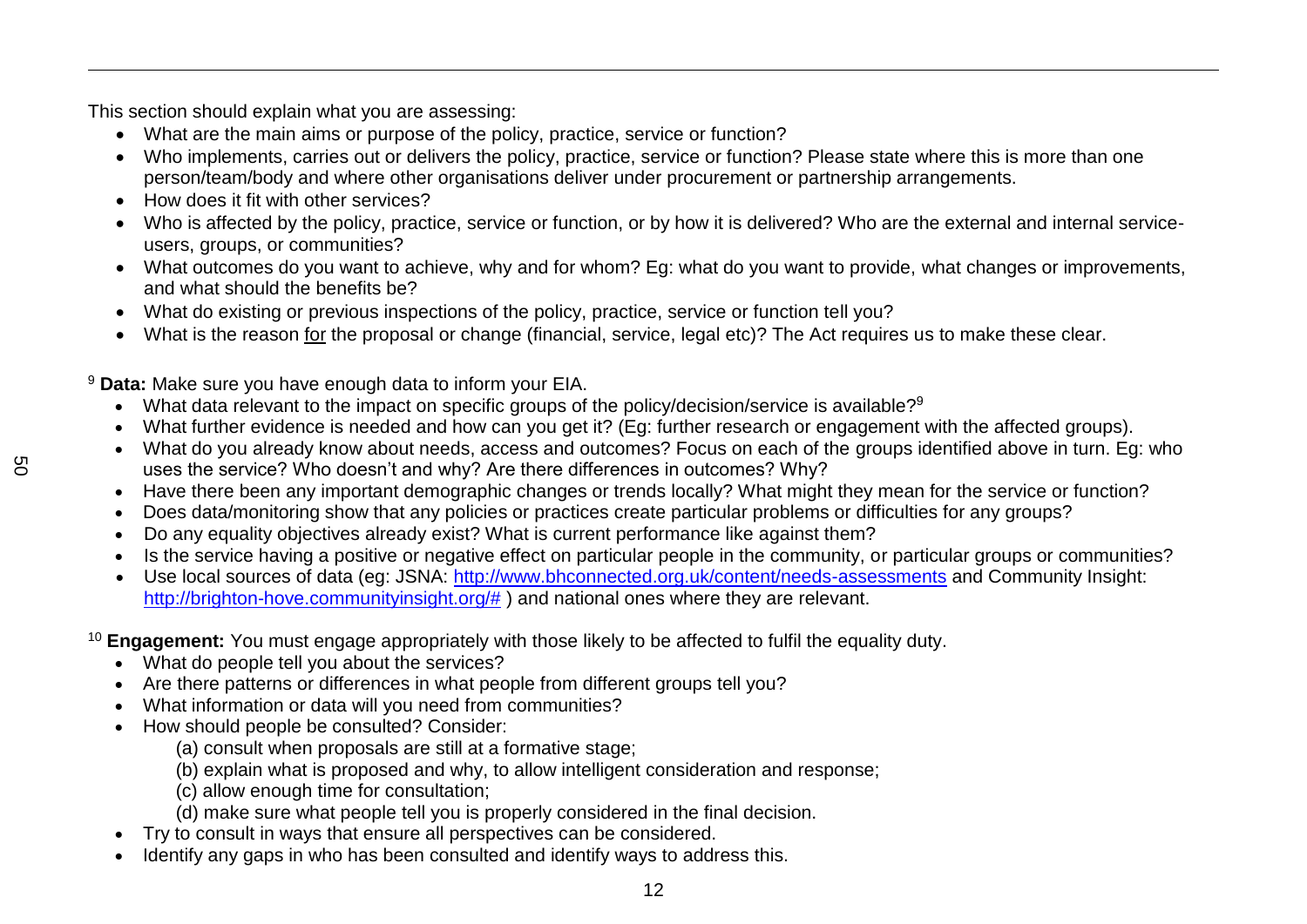This section should explain what you are assessing:

- What are the main aims or purpose of the policy, practice, service or function?
- Who implements, carries out or delivers the policy, practice, service or function? Please state where this is more than one person/team/body and where other organisations deliver under procurement or partnership arrangements.
- How does it fit with other services?
- Who is affected by the policy, practice, service or function, or by how it is delivered? Who are the external and internal service-users, groups, or communities?
- What outcomes do you want to achieve, why and for whom? Eg: what do you want to provide, what changes or improvements, and what should the benefits be?
- What do existing or previous inspections of the policy, practice, service or function tell you?
- What is the reason for the proposal or change (financial, service, legal etc)? The Act requires us to make these clear.

[9] **Data:** Make sure you have enough data to inform your EIA.

- What data relevant to the impact on specific groups of the policy/decision/service is available?[9]
- What further evidence is needed and how can you get it? (Eg: further research or engagement with the affected groups).
- What do you already know about needs, access and outcomes? Focus on each of the groups identified above in turn. Eg: who uses the service? Who doesn't and why? Are there differences in outcomes? Why?
- Have there been any important demographic changes or trends locally? What might they mean for the service or function?
- Does data/monitoring show that any policies or practices create particular problems or difficulties for any groups?
- Do any equality objectives already exist? What is current performance like against them?
- Is the service having a positive or negative effect on particular people in the community, or particular groups or communities?
- Use local sources of data (eg: JSNA: http://www.bhconnected.org.uk/content/needs-assessments and Community Insight: http://brighton-hove.communityinsight.org/# ) and national ones where they are relevant.

[10] **Engagement:** You must engage appropriately with those likely to be affected to fulfil the equality duty.

- What do people tell you about the services?
- Are there patterns or differences in what people from different groups tell you?
- What information or data will you need from communities?
- How should people be consulted? Consider:
  - (a) consult when proposals are still at a formative stage;
  - (b) explain what is proposed and why, to allow intelligent consideration and response;
  - (c) allow enough time for consultation;
  - (d) make sure what people tell you is properly considered in the final decision.
- Try to consult in ways that ensure all perspectives can be considered.
- Identify any gaps in who has been consulted and identify ways to address this.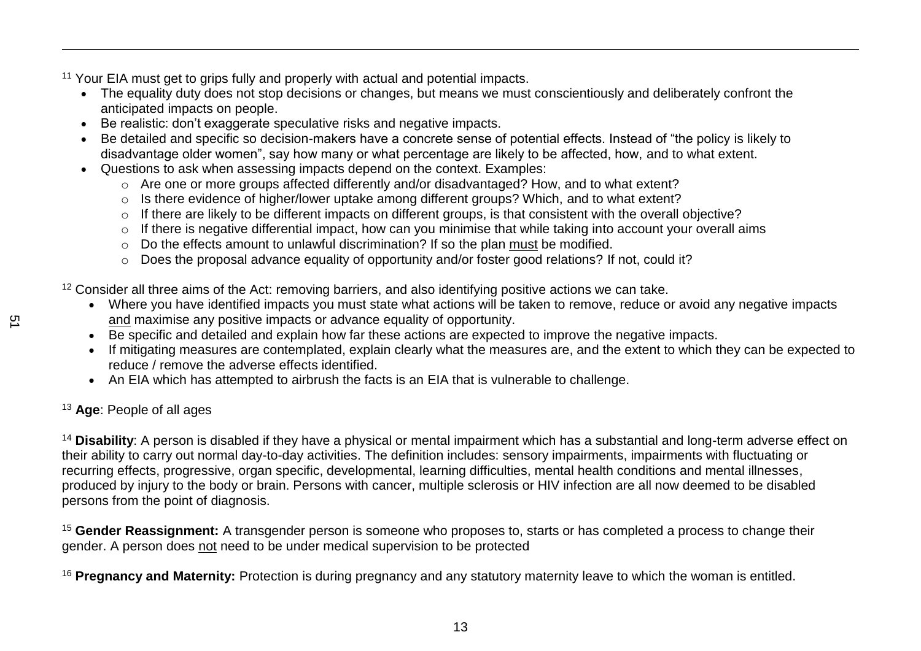[11] Your EIA must get to grips fully and properly with actual and potential impacts.

- The equality duty does not stop decisions or changes, but means we must conscientiously and deliberately confront the anticipated impacts on people.
- Be realistic: don't exaggerate speculative risks and negative impacts.
- Be detailed and specific so decision-makers have a concrete sense of potential effects. Instead of "the policy is likely to disadvantage older women", say how many or what percentage are likely to be affected, how, and to what extent.
- Questions to ask when assessing impacts depend on the context. Examples:
  - Are one or more groups affected differently and/or disadvantaged? How, and to what extent?
  - Is there evidence of higher/lower uptake among different groups? Which, and to what extent?
  - If there are likely to be different impacts on different groups, is that consistent with the overall objective?
  - If there is negative differential impact, how can you minimise that while taking into account your overall aims
  - Do the effects amount to unlawful discrimination? If so the plan <u>must</u> be modified.
  - Does the proposal advance equality of opportunity and/or foster good relations? If not, could it?

[12] Consider all three aims of the Act: removing barriers, and also identifying positive actions we can take.

- Where you have identified impacts you must state what actions will be taken to remove, reduce or avoid any negative impacts <u>and</u> maximise any positive impacts or advance equality of opportunity.
- Be specific and detailed and explain how far these actions are expected to improve the negative impacts.
- If mitigating measures are contemplated, explain clearly what the measures are, and the extent to which they can be expected to reduce / remove the adverse effects identified.
- An EIA which has attempted to airbrush the facts is an EIA that is vulnerable to challenge.

[13] **Age**: People of all ages

[14] **Disability**: A person is disabled if they have a physical or mental impairment which has a substantial and long-term adverse effect on their ability to carry out normal day-to-day activities. The definition includes: sensory impairments, impairments with fluctuating or recurring effects, progressive, organ specific, developmental, learning difficulties, mental health conditions and mental illnesses, produced by injury to the body or brain. Persons with cancer, multiple sclerosis or HIV infection are all now deemed to be disabled persons from the point of diagnosis.

[15] **Gender Reassignment:** A transgender person is someone who proposes to, starts or has completed a process to change their gender. A person does <u>not</u> need to be under medical supervision to be protected

[16] **Pregnancy and Maternity:** Protection is during pregnancy and any statutory maternity leave to which the woman is entitled.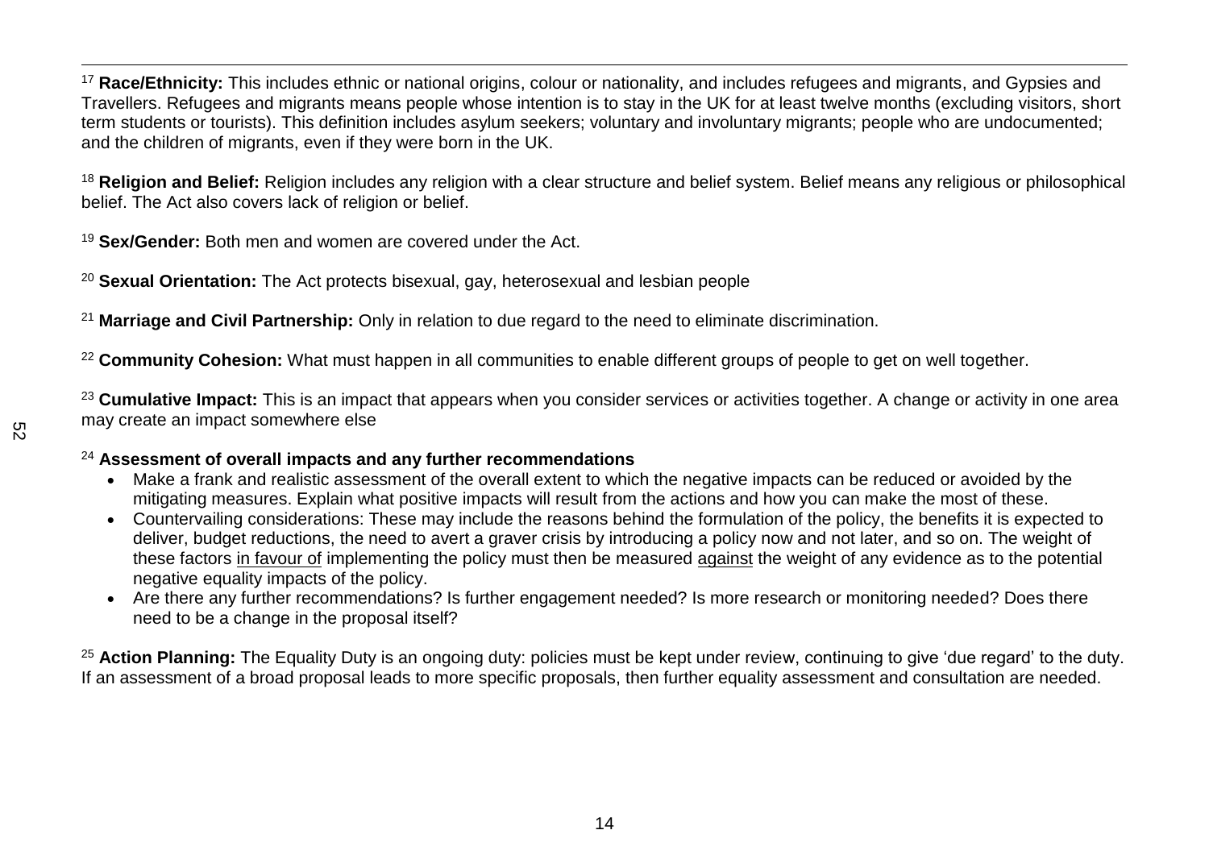[17] **Race/Ethnicity:** This includes ethnic or national origins, colour or nationality, and includes refugees and migrants, and Gypsies and Travellers. Refugees and migrants means people whose intention is to stay in the UK for at least twelve months (excluding visitors, short term students or tourists). This definition includes asylum seekers; voluntary and involuntary migrants; people who are undocumented; and the children of migrants, even if they were born in the UK.

[18] **Religion and Belief:** Religion includes any religion with a clear structure and belief system. Belief means any religious or philosophical belief. The Act also covers lack of religion or belief.

[19] **Sex/Gender:** Both men and women are covered under the Act.

[20] **Sexual Orientation:** The Act protects bisexual, gay, heterosexual and lesbian people

[21] **Marriage and Civil Partnership:** Only in relation to due regard to the need to eliminate discrimination.

[22] **Community Cohesion:** What must happen in all communities to enable different groups of people to get on well together.

[23] **Cumulative Impact:** This is an impact that appears when you consider services or activities together. A change or activity in one area may create an impact somewhere else

[24] **Assessment of overall impacts and any further recommendations**

- Make a frank and realistic assessment of the overall extent to which the negative impacts can be reduced or avoided by the mitigating measures. Explain what positive impacts will result from the actions and how you can make the most of these.
- Countervailing considerations: These may include the reasons behind the formulation of the policy, the benefits it is expected to deliver, budget reductions, the need to avert a graver crisis by introducing a policy now and not later, and so on. The weight of these factors in favour of implementing the policy must then be measured against the weight of any evidence as to the potential negative equality impacts of the policy.
- Are there any further recommendations? Is further engagement needed? Is more research or monitoring needed? Does there need to be a change in the proposal itself?

[25] **Action Planning:** The Equality Duty is an ongoing duty: policies must be kept under review, continuing to give 'due regard' to the duty. If an assessment of a broad proposal leads to more specific proposals, then further equality assessment and consultation are needed.